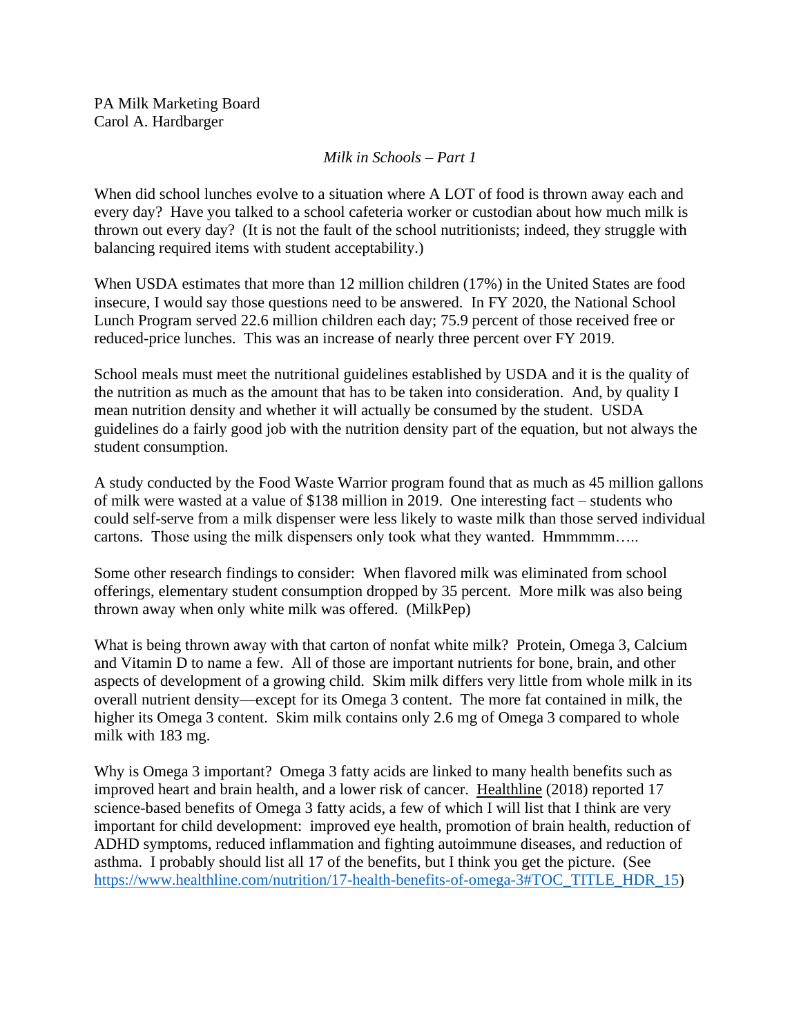PA Milk Marketing Board
Carol A. Hardbarger

*Milk in Schools – Part 1*

When did school lunches evolve to a situation where A LOT of food is thrown away each and every day? Have you talked to a school cafeteria worker or custodian about how much milk is thrown out every day? (It is not the fault of the school nutritionists; indeed, they struggle with balancing required items with student acceptability.)

When USDA estimates that more than 12 million children (17%) in the United States are food insecure, I would say those questions need to be answered. In FY 2020, the National School Lunch Program served 22.6 million children each day; 75.9 percent of those received free or reduced-price lunches. This was an increase of nearly three percent over FY 2019.

School meals must meet the nutritional guidelines established by USDA and it is the quality of the nutrition as much as the amount that has to be taken into consideration. And, by quality I mean nutrition density and whether it will actually be consumed by the student. USDA guidelines do a fairly good job with the nutrition density part of the equation, but not always the student consumption.

A study conducted by the Food Waste Warrior program found that as much as 45 million gallons of milk were wasted at a value of $138 million in 2019. One interesting fact – students who could self-serve from a milk dispenser were less likely to waste milk than those served individual cartons. Those using the milk dispensers only took what they wanted. Hmmmmm…..

Some other research findings to consider: When flavored milk was eliminated from school offerings, elementary student consumption dropped by 35 percent. More milk was also being thrown away when only white milk was offered. (MilkPep)

What is being thrown away with that carton of nonfat white milk? Protein, Omega 3, Calcium and Vitamin D to name a few. All of those are important nutrients for bone, brain, and other aspects of development of a growing child. Skim milk differs very little from whole milk in its overall nutrient density—except for its Omega 3 content. The more fat contained in milk, the higher its Omega 3 content. Skim milk contains only 2.6 mg of Omega 3 compared to whole milk with 183 mg.

Why is Omega 3 important? Omega 3 fatty acids are linked to many health benefits such as improved heart and brain health, and a lower risk of cancer. Healthline (2018) reported 17 science-based benefits of Omega 3 fatty acids, a few of which I will list that I think are very important for child development: improved eye health, promotion of brain health, reduction of ADHD symptoms, reduced inflammation and fighting autoimmune diseases, and reduction of asthma. I probably should list all 17 of the benefits, but I think you get the picture. (See https://www.healthline.com/nutrition/17-health-benefits-of-omega-3#TOC_TITLE_HDR_15)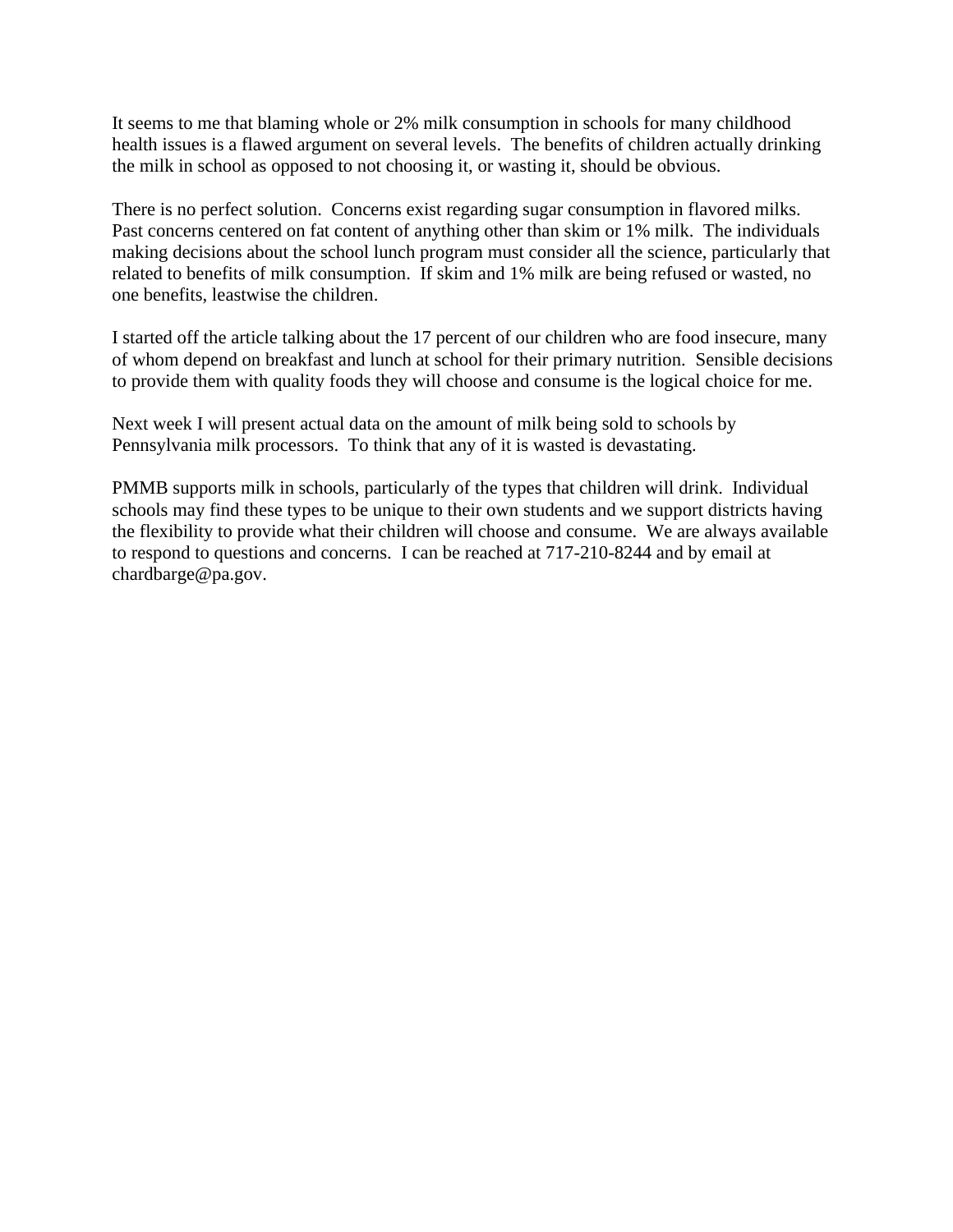It seems to me that blaming whole or 2% milk consumption in schools for many childhood health issues is a flawed argument on several levels. The benefits of children actually drinking the milk in school as opposed to not choosing it, or wasting it, should be obvious.

There is no perfect solution. Concerns exist regarding sugar consumption in flavored milks. Past concerns centered on fat content of anything other than skim or 1% milk. The individuals making decisions about the school lunch program must consider all the science, particularly that related to benefits of milk consumption. If skim and 1% milk are being refused or wasted, no one benefits, leastwise the children.

I started off the article talking about the 17 percent of our children who are food insecure, many of whom depend on breakfast and lunch at school for their primary nutrition. Sensible decisions to provide them with quality foods they will choose and consume is the logical choice for me.

Next week I will present actual data on the amount of milk being sold to schools by Pennsylvania milk processors. To think that any of it is wasted is devastating.

PMMB supports milk in schools, particularly of the types that children will drink. Individual schools may find these types to be unique to their own students and we support districts having the flexibility to provide what their children will choose and consume. We are always available to respond to questions and concerns. I can be reached at 717-210-8244 and by email at chardbarge@pa.gov.